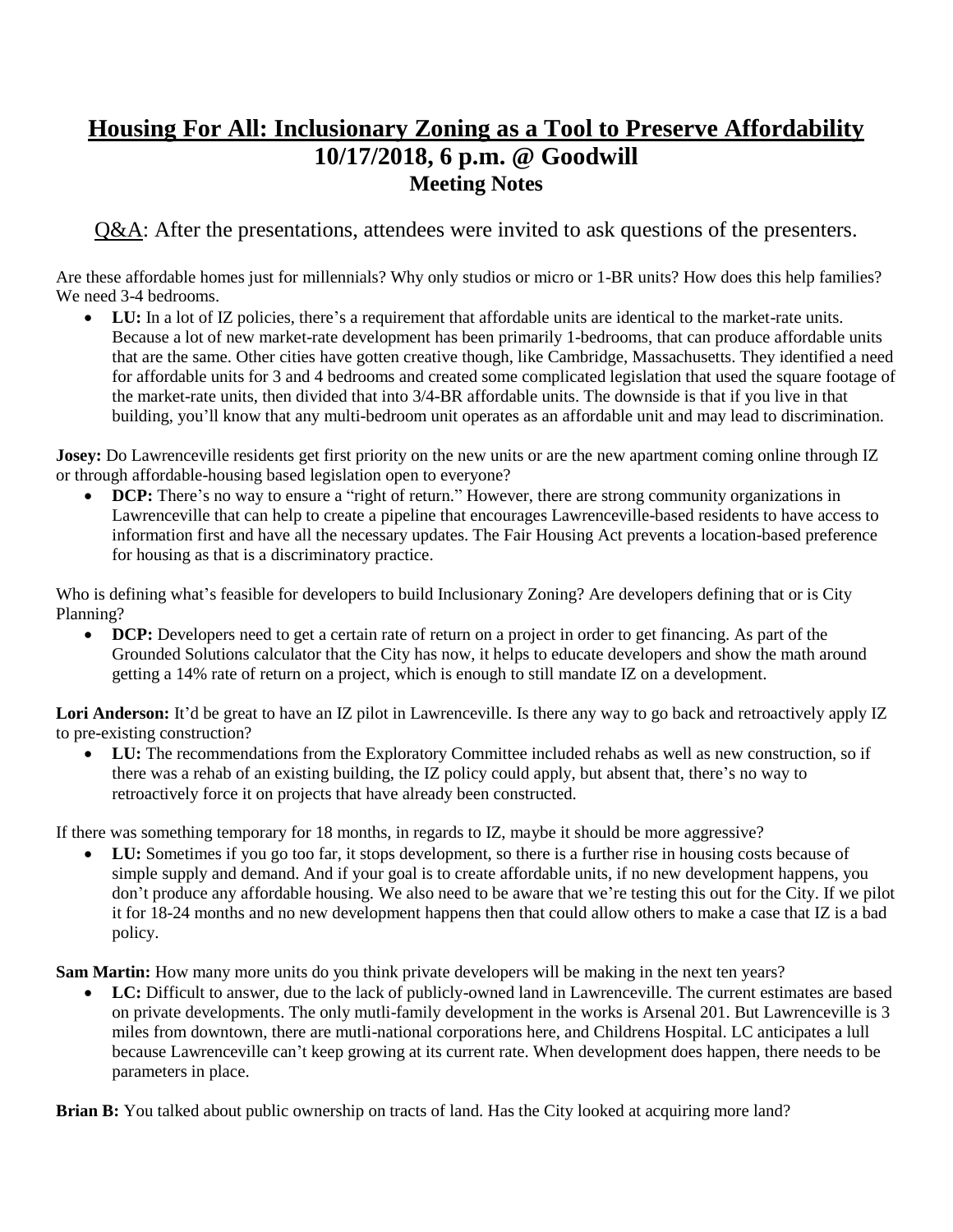# Housing For All: Inclusionary Zoning as a Tool to Preserve Affordability
# 10/17/2018, 6 p.m. @ Goodwill
## Meeting Notes

Q&A: After the presentations, attendees were invited to ask questions of the presenters.

Are these affordable homes just for millennials? Why only studios or micro or 1-BR units? How does this help families? We need 3-4 bedrooms.

- **LU:** In a lot of IZ policies, there's a requirement that affordable units are identical to the market-rate units. Because a lot of new market-rate development has been primarily 1-bedrooms, that can produce affordable units that are the same. Other cities have gotten creative though, like Cambridge, Massachusetts. They identified a need for affordable units for 3 and 4 bedrooms and created some complicated legislation that used the square footage of the market-rate units, then divided that into 3/4-BR affordable units. The downside is that if you live in that building, you'll know that any multi-bedroom unit operates as an affordable unit and may lead to discrimination.

**Josey:** Do Lawrenceville residents get first priority on the new units or are the new apartment coming online through IZ or through affordable-housing based legislation open to everyone?

- **DCP:** There's no way to ensure a "right of return." However, there are strong community organizations in Lawrenceville that can help to create a pipeline that encourages Lawrenceville-based residents to have access to information first and have all the necessary updates. The Fair Housing Act prevents a location-based preference for housing as that is a discriminatory practice.

Who is defining what's feasible for developers to build Inclusionary Zoning? Are developers defining that or is City Planning?

- **DCP:** Developers need to get a certain rate of return on a project in order to get financing. As part of the Grounded Solutions calculator that the City has now, it helps to educate developers and show the math around getting a 14% rate of return on a project, which is enough to still mandate IZ on a development.

**Lori Anderson:** It'd be great to have an IZ pilot in Lawrenceville. Is there any way to go back and retroactively apply IZ to pre-existing construction?

- **LU:** The recommendations from the Exploratory Committee included rehabs as well as new construction, so if there was a rehab of an existing building, the IZ policy could apply, but absent that, there's no way to retroactively force it on projects that have already been constructed.

If there was something temporary for 18 months, in regards to IZ, maybe it should be more aggressive?

- **LU:** Sometimes if you go too far, it stops development, so there is a further rise in housing costs because of simple supply and demand. And if your goal is to create affordable units, if no new development happens, you don't produce any affordable housing. We also need to be aware that we're testing this out for the City. If we pilot it for 18-24 months and no new development happens then that could allow others to make a case that IZ is a bad policy.

**Sam Martin:** How many more units do you think private developers will be making in the next ten years?

- **LC:** Difficult to answer, due to the lack of publicly-owned land in Lawrenceville. The current estimates are based on private developments. The only mutli-family development in the works is Arsenal 201. But Lawrenceville is 3 miles from downtown, there are mutli-national corporations here, and Childrens Hospital. LC anticipates a lull because Lawrenceville can't keep growing at its current rate. When development does happen, there needs to be parameters in place.

**Brian B:** You talked about public ownership on tracts of land. Has the City looked at acquiring more land?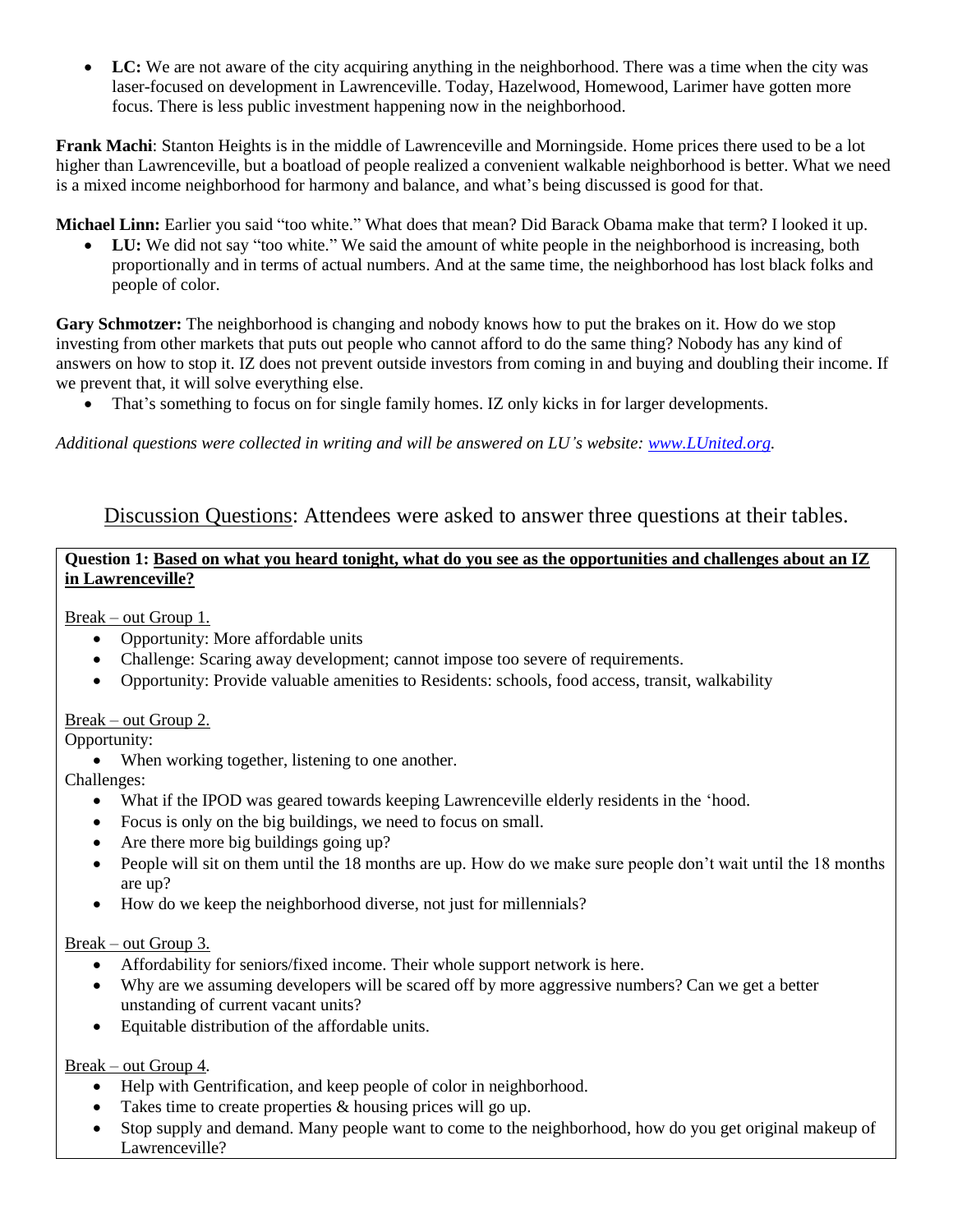- **LC:** We are not aware of the city acquiring anything in the neighborhood. There was a time when the city was laser-focused on development in Lawrenceville. Today, Hazelwood, Homewood, Larimer have gotten more focus. There is less public investment happening now in the neighborhood.

**Frank Machi**: Stanton Heights is in the middle of Lawrenceville and Morningside. Home prices there used to be a lot higher than Lawrenceville, but a boatload of people realized a convenient walkable neighborhood is better. What we need is a mixed income neighborhood for harmony and balance, and what's being discussed is good for that.

**Michael Linn:** Earlier you said "too white." What does that mean? Did Barack Obama make that term? I looked it up.

- **LU:** We did not say "too white." We said the amount of white people in the neighborhood is increasing, both proportionally and in terms of actual numbers. And at the same time, the neighborhood has lost black folks and people of color.

**Gary Schmotzer:** The neighborhood is changing and nobody knows how to put the brakes on it. How do we stop investing from other markets that puts out people who cannot afford to do the same thing? Nobody has any kind of answers on how to stop it. IZ does not prevent outside investors from coming in and buying and doubling their income. If we prevent that, it will solve everything else.

- That's something to focus on for single family homes. IZ only kicks in for larger developments.

*Additional questions were collected in writing and will be answered on LU's website: [www.LUnited.org](http://www.LUnited.org).*

## Discussion Questions: Attendees were asked to answer three questions at their tables.

**Question 1: Based on what you heard tonight, what do you see as the opportunities and challenges about an IZ in Lawrenceville?**

Break – out Group 1.

- Opportunity: More affordable units
- Challenge: Scaring away development; cannot impose too severe of requirements.
- Opportunity: Provide valuable amenities to Residents: schools, food access, transit, walkability

Break – out Group 2.

Opportunity:

- When working together, listening to one another.

Challenges:

- What if the IPOD was geared towards keeping Lawrenceville elderly residents in the 'hood.
- Focus is only on the big buildings, we need to focus on small.
- Are there more big buildings going up?
- People will sit on them until the 18 months are up. How do we make sure people don't wait until the 18 months are up?
- How do we keep the neighborhood diverse, not just for millennials?

Break – out Group 3.

- Affordability for seniors/fixed income. Their whole support network is here.
- Why are we assuming developers will be scared off by more aggressive numbers? Can we get a better unstanding of current vacant units?
- Equitable distribution of the affordable units.

Break – out Group 4.

- Help with Gentrification, and keep people of color in neighborhood.
- Takes time to create properties & housing prices will go up.
- Stop supply and demand. Many people want to come to the neighborhood, how do you get original makeup of Lawrenceville?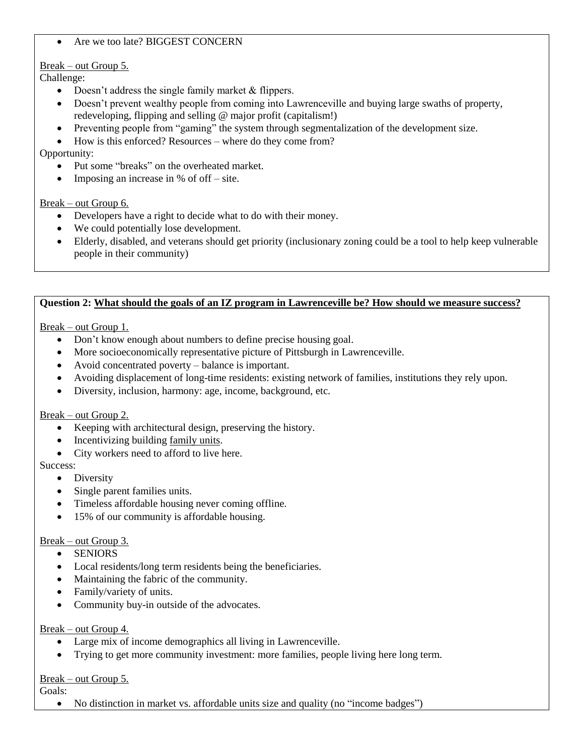- Are we too late? BIGGEST CONCERN

Break – out Group 5.

Challenge:

- Doesn't address the single family market & flippers.
- Doesn't prevent wealthy people from coming into Lawrenceville and buying large swaths of property, redeveloping, flipping and selling @ major profit (capitalism!)
- Preventing people from "gaming" the system through segmentalization of the development size.
- How is this enforced? Resources – where do they come from?

Opportunity:

- Put some "breaks" on the overheated market.
- Imposing an increase in % of off – site.

Break – out Group 6.

- Developers have a right to decide what to do with their money.
- We could potentially lose development.
- Elderly, disabled, and veterans should get priority (inclusionary zoning could be a tool to help keep vulnerable people in their community)

**Question 2: What should the goals of an IZ program in Lawrenceville be? How should we measure success?**

Break – out Group 1.

- Don't know enough about numbers to define precise housing goal.
- More socioeconomically representative picture of Pittsburgh in Lawrenceville.
- Avoid concentrated poverty – balance is important.
- Avoiding displacement of long-time residents: existing network of families, institutions they rely upon.
- Diversity, inclusion, harmony: age, income, background, etc.

Break – out Group 2.

- Keeping with architectural design, preserving the history.
- Incentivizing building family units.
- City workers need to afford to live here.

Success:

- Diversity
- Single parent families units.
- Timeless affordable housing never coming offline.
- 15% of our community is affordable housing.

Break – out Group 3.

- SENIORS
- Local residents/long term residents being the beneficiaries.
- Maintaining the fabric of the community.
- Family/variety of units.
- Community buy-in outside of the advocates.

Break – out Group 4.

- Large mix of income demographics all living in Lawrenceville.
- Trying to get more community investment: more families, people living here long term.

Break – out Group 5.

Goals:

- No distinction in market vs. affordable units size and quality (no "income badges")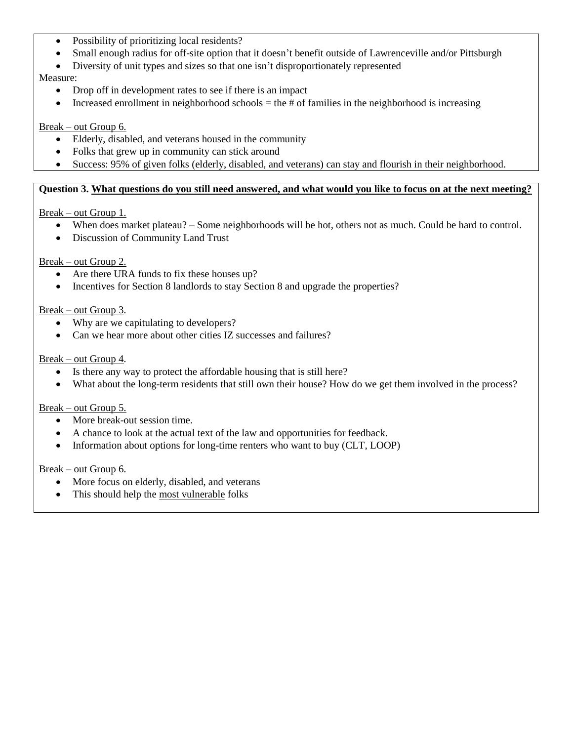- Possibility of prioritizing local residents?
- Small enough radius for off-site option that it doesn't benefit outside of Lawrenceville and/or Pittsburgh
- Diversity of unit types and sizes so that one isn't disproportionately represented

Measure:

- Drop off in development rates to see if there is an impact
- Increased enrollment in neighborhood schools = the # of families in the neighborhood is increasing

Break – out Group 6.

- Elderly, disabled, and veterans housed in the community
- Folks that grew up in community can stick around
- Success: 95% of given folks (elderly, disabled, and veterans) can stay and flourish in their neighborhood.

**Question 3. What questions do you still need answered, and what would you like to focus on at the next meeting?**

Break – out Group 1.

- When does market plateau? – Some neighborhoods will be hot, others not as much. Could be hard to control.
- Discussion of Community Land Trust

Break – out Group 2.

- Are there URA funds to fix these houses up?
- Incentives for Section 8 landlords to stay Section 8 and upgrade the properties?

Break – out Group 3.

- Why are we capitulating to developers?
- Can we hear more about other cities IZ successes and failures?

Break – out Group 4.

- Is there any way to protect the affordable housing that is still here?
- What about the long-term residents that still own their house? How do we get them involved in the process?

Break – out Group 5.

- More break-out session time.
- A chance to look at the actual text of the law and opportunities for feedback.
- Information about options for long-time renters who want to buy (CLT, LOOP)

Break – out Group 6.

- More focus on elderly, disabled, and veterans
- This should help the most vulnerable folks